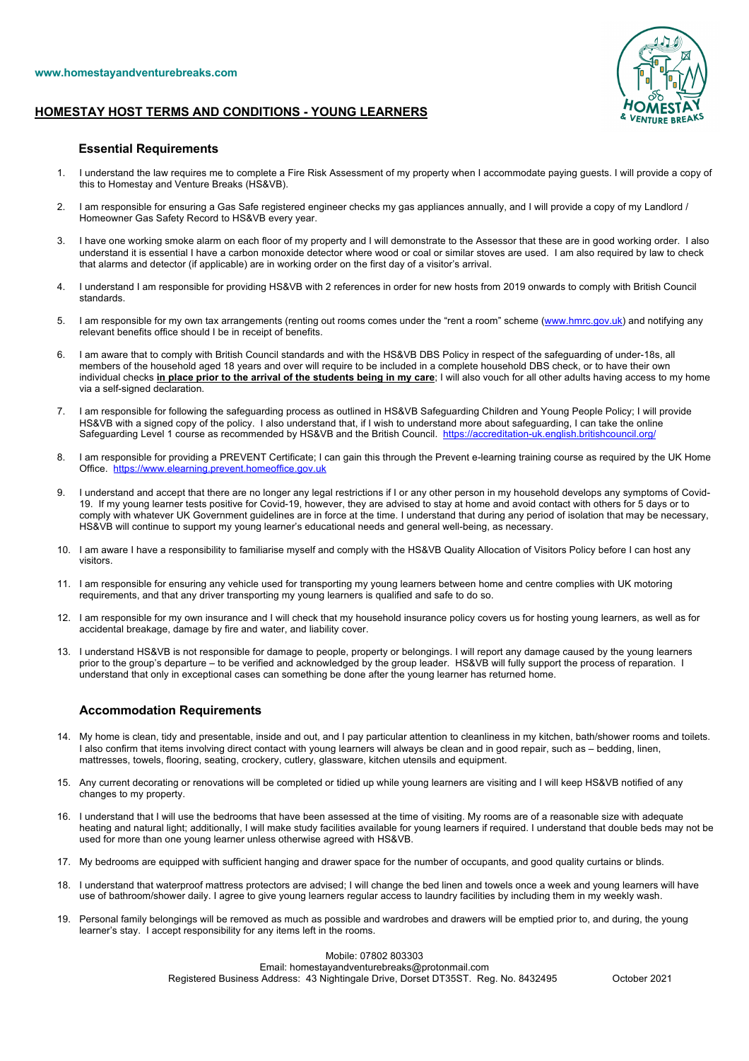www.homestayandventurebreaks.com

# HOMESTAY HOST TERMS AND CONDITIONS - YOUNG LEARNERS

## Essential Requirements

1. I understand the law requires me to complete a Fire Risk Assessment of my property when I accommodate paying guests. I will provide a copy of this to Homestay and Venture Breaks (HS&VB).

2. I am responsible for ensuring a Gas Safe registered engineer checks my gas appliances annually, and I will provide a copy of my Landlord / Homeowner Gas Safety Record to HS&VB every year.

3. I have one working smoke alarm on each floor of my property and I will demonstrate to the Assessor that these are in good working order. I also understand it is essential I have a carbon monoxide detector where wood or coal or similar stoves are used. I am also required by law to check that alarms and detector (if applicable) are in working order on the first day of a visitor's arrival.

4. I understand I am responsible for providing HS&VB with 2 references in order for new hosts from 2019 onwards to comply with British Council standards.

5. I am responsible for my own tax arrangements (renting out rooms comes under the "rent a room" scheme (www.hmrc.gov.uk) and notifying any relevant benefits office should I be in receipt of benefits.

6. I am aware that to comply with British Council standards and with the HS&VB DBS Policy in respect of the safeguarding of under-18s, all members of the household aged 18 years and over will require to be included in a complete household DBS check, or to have their own individual checks **in place prior to the arrival of the students being in my care**; I will also vouch for all other adults having access to my home via a self-signed declaration.

7. I am responsible for following the safeguarding process as outlined in HS&VB Safeguarding Children and Young People Policy; I will provide HS&VB with a signed copy of the policy. I also understand that, if I wish to understand more about safeguarding, I can take the online Safeguarding Level 1 course as recommended by HS&VB and the British Council. https://accreditation-uk.english.britishcouncil.org/

8. I am responsible for providing a PREVENT Certificate; I can gain this through the Prevent e-learning training course as required by the UK Home Office. https://www.elearning.prevent.homeoffice.gov.uk

9. I understand and accept that there are no longer any legal restrictions if I or any other person in my household develops any symptoms of Covid-19. If my young learner tests positive for Covid-19, however, they are advised to stay at home and avoid contact with others for 5 days or to comply with whatever UK Government guidelines are in force at the time. I understand that during any period of isolation that may be necessary, HS&VB will continue to support my young learner's educational needs and general well-being, as necessary.

10. I am aware I have a responsibility to familiarise myself and comply with the HS&VB Quality Allocation of Visitors Policy before I can host any visitors.

11. I am responsible for ensuring any vehicle used for transporting my young learners between home and centre complies with UK motoring requirements, and that any driver transporting my young learners is qualified and safe to do so.

12. I am responsible for my own insurance and I will check that my household insurance policy covers us for hosting young learners, as well as for accidental breakage, damage by fire and water, and liability cover.

13. I understand HS&VB is not responsible for damage to people, property or belongings. I will report any damage caused by the young learners prior to the group's departure – to be verified and acknowledged by the group leader. HS&VB will fully support the process of reparation. I understand that only in exceptional cases can something be done after the young learner has returned home.

## Accommodation Requirements

14. My home is clean, tidy and presentable, inside and out, and I pay particular attention to cleanliness in my kitchen, bath/shower rooms and toilets. I also confirm that items involving direct contact with young learners will always be clean and in good repair, such as – bedding, linen, mattresses, towels, flooring, seating, crockery, cutlery, glassware, kitchen utensils and equipment.

15. Any current decorating or renovations will be completed or tidied up while young learners are visiting and I will keep HS&VB notified of any changes to my property.

16. I understand that I will use the bedrooms that have been assessed at the time of visiting. My rooms are of a reasonable size with adequate heating and natural light; additionally, I will make study facilities available for young learners if required. I understand that double beds may not be used for more than one young learner unless otherwise agreed with HS&VB.

17. My bedrooms are equipped with sufficient hanging and drawer space for the number of occupants, and good quality curtains or blinds.

18. I understand that waterproof mattress protectors are advised; I will change the bed linen and towels once a week and young learners will have use of bathroom/shower daily. I agree to give young learners regular access to laundry facilities by including them in my weekly wash.

19. Personal family belongings will be removed as much as possible and wardrobes and drawers will be emptied prior to, and during, the young learner's stay. I accept responsibility for any items left in the rooms.

Mobile: 07802 803303
Email: homestayandventurebreaks@protonmail.com
Registered Business Address: 43 Nightingale Drive, Dorset DT35ST. Reg. No. 8432495 October 2021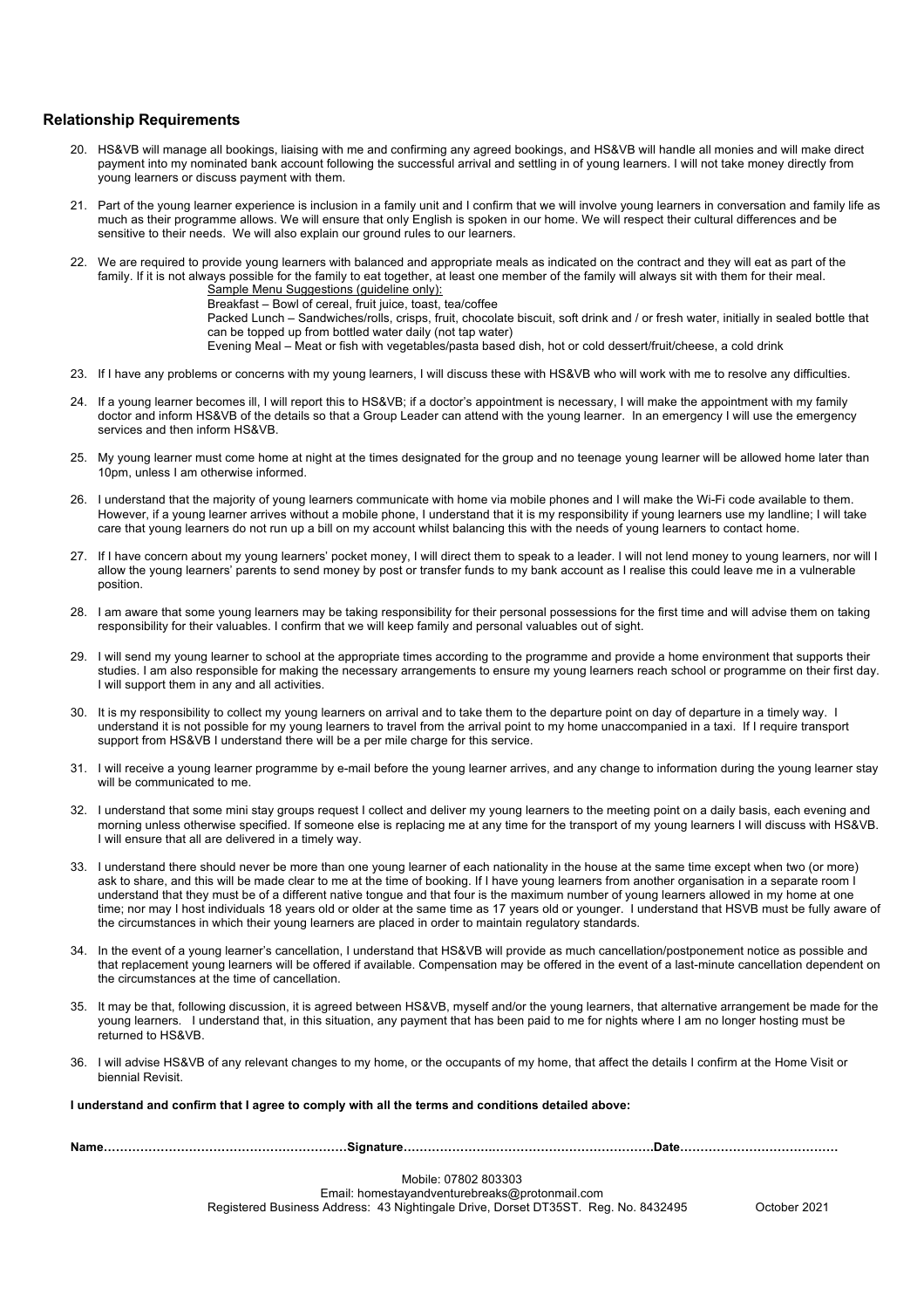## Relationship Requirements

20. HS&VB will manage all bookings, liaising with me and confirming any agreed bookings, and HS&VB will handle all monies and will make direct payment into my nominated bank account following the successful arrival and settling in of young learners. I will not take money directly from young learners or discuss payment with them.

21. Part of the young learner experience is inclusion in a family unit and I confirm that we will involve young learners in conversation and family life as much as their programme allows. We will ensure that only English is spoken in our home. We will respect their cultural differences and be sensitive to their needs. We will also explain our ground rules to our learners.

22. We are required to provide young learners with balanced and appropriate meals as indicated on the contract and they will eat as part of the family. If it is not always possible for the family to eat together, at least one member of the family will always sit with them for their meal.

    Sample Menu Suggestions (guideline only):

    Breakfast – Bowl of cereal, fruit juice, toast, tea/coffee

    Packed Lunch – Sandwiches/rolls, crisps, fruit, chocolate biscuit, soft drink and / or fresh water, initially in sealed bottle that can be topped up from bottled water daily (not tap water)

    Evening Meal – Meat or fish with vegetables/pasta based dish, hot or cold dessert/fruit/cheese, a cold drink

23. If I have any problems or concerns with my young learners, I will discuss these with HS&VB who will work with me to resolve any difficulties.

24. If a young learner becomes ill, I will report this to HS&VB; if a doctor's appointment is necessary, I will make the appointment with my family doctor and inform HS&VB of the details so that a Group Leader can attend with the young learner. In an emergency I will use the emergency services and then inform HS&VB.

25. My young learner must come home at night at the times designated for the group and no teenage young learner will be allowed home later than 10pm, unless I am otherwise informed.

26. I understand that the majority of young learners communicate with home via mobile phones and I will make the Wi-Fi code available to them. However, if a young learner arrives without a mobile phone, I understand that it is my responsibility if young learners use my landline; I will take care that young learners do not run up a bill on my account whilst balancing this with the needs of young learners to contact home.

27. If I have concern about my young learners' pocket money, I will direct them to speak to a leader. I will not lend money to young learners, nor will I allow the young learners' parents to send money by post or transfer funds to my bank account as I realise this could leave me in a vulnerable position.

28. I am aware that some young learners may be taking responsibility for their personal possessions for the first time and will advise them on taking responsibility for their valuables. I confirm that we will keep family and personal valuables out of sight.

29. I will send my young learner to school at the appropriate times according to the programme and provide a home environment that supports their studies. I am also responsible for making the necessary arrangements to ensure my young learners reach school or programme on their first day. I will support them in any and all activities.

30. It is my responsibility to collect my young learners on arrival and to take them to the departure point on day of departure in a timely way. I understand it is not possible for my young learners to travel from the arrival point to my home unaccompanied in a taxi. If I require transport support from HS&VB I understand there will be a per mile charge for this service.

31. I will receive a young learner programme by e-mail before the young learner arrives, and any change to information during the young learner stay will be communicated to me.

32. I understand that some mini stay groups request I collect and deliver my young learners to the meeting point on a daily basis, each evening and morning unless otherwise specified. If someone else is replacing me at any time for the transport of my young learners I will discuss with HS&VB. I will ensure that all are delivered in a timely way.

33. I understand there should never be more than one young learner of each nationality in the house at the same time except when two (or more) ask to share, and this will be made clear to me at the time of booking. If I have young learners from another organisation in a separate room I understand that they must be of a different native tongue and that four is the maximum number of young learners allowed in my home at one time; nor may I host individuals 18 years old or older at the same time as 17 years old or younger. I understand that HSVB must be fully aware of the circumstances in which their young learners are placed in order to maintain regulatory standards.

34. In the event of a young learner's cancellation, I understand that HS&VB will provide as much cancellation/postponement notice as possible and that replacement young learners will be offered if available. Compensation may be offered in the event of a last-minute cancellation dependent on the circumstances at the time of cancellation.

35. It may be that, following discussion, it is agreed between HS&VB, myself and/or the young learners, that alternative arrangement be made for the young learners. I understand that, in this situation, any payment that has been paid to me for nights where I am no longer hosting must be returned to HS&VB.

36. I will advise HS&VB of any relevant changes to my home, or the occupants of my home, that affect the details I confirm at the Home Visit or biennial Revisit.

**I understand and confirm that I agree to comply with all the terms and conditions detailed above:**

**Name……………………………………………………Signature………………….………………………………….Date…………………………………**

Mobile: 07802 803303
Email: homestayandventurebreaks@protonmail.com
Registered Business Address: 43 Nightingale Drive, Dorset DT35ST. Reg. No. 8432495 October 2021